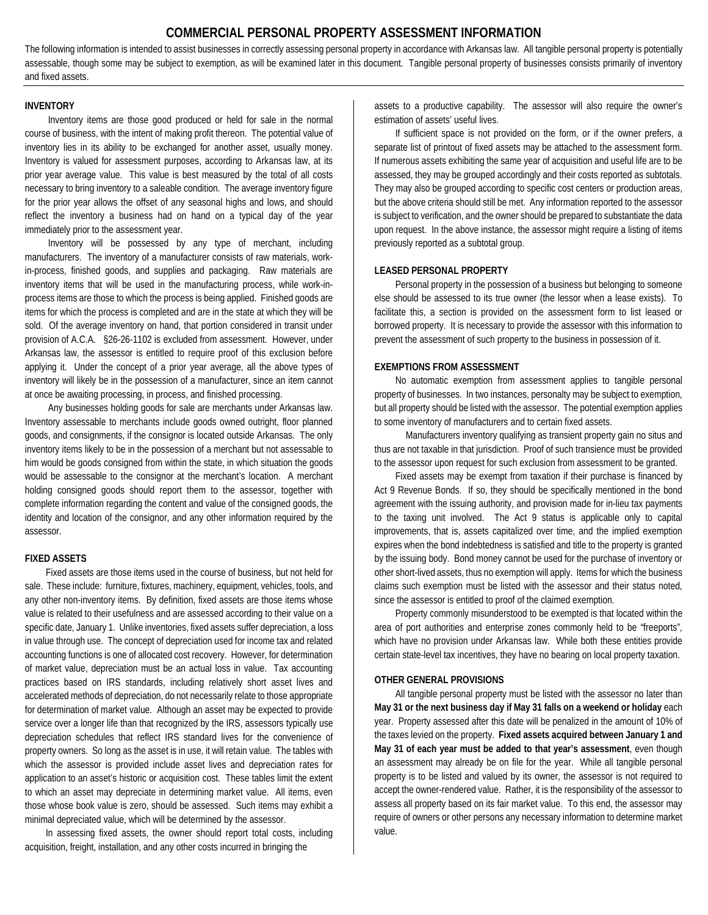# COMMERCIAL PERSONAL PROPERTY ASSESSMENT INFORMATION

The following information is intended to assist businesses in correctly assessing personal property in accordance with Arkansas law. All tangible personal property is potentially assessable, though some may be subject to exemption, as will be examined later in this document. Tangible personal property of businesses consists primarily of inventory and fixed assets.

## INVENTORY

Inventory items are those good produced or held for sale in the normal course of business, with the intent of making profit thereon. The potential value of inventory lies in its ability to be exchanged for another asset, usually money. Inventory is valued for assessment purposes, according to Arkansas law, at its prior year average value. This value is best measured by the total of all costs necessary to bring inventory to a saleable condition. The average inventory figure for the prior year allows the offset of any seasonal highs and lows, and should reflect the inventory a business had on hand on a typical day of the year immediately prior to the assessment year.

Inventory will be possessed by any type of merchant, including manufacturers. The inventory of a manufacturer consists of raw materials, work-in-process, finished goods, and supplies and packaging. Raw materials are inventory items that will be used in the manufacturing process, while work-in-process items are those to which the process is being applied. Finished goods are items for which the process is completed and are in the state at which they will be sold. Of the average inventory on hand, that portion considered in transit under provision of A.C.A. §26-26-1102 is excluded from assessment. However, under Arkansas law, the assessor is entitled to require proof of this exclusion before applying it. Under the concept of a prior year average, all the above types of inventory will likely be in the possession of a manufacturer, since an item cannot at once be awaiting processing, in process, and finished processing.

Any businesses holding goods for sale are merchants under Arkansas law. Inventory assessable to merchants include goods owned outright, floor planned goods, and consignments, if the consignor is located outside Arkansas. The only inventory items likely to be in the possession of a merchant but not assessable to him would be goods consigned from within the state, in which situation the goods would be assessable to the consignor at the merchant's location. A merchant holding consigned goods should report them to the assessor, together with complete information regarding the content and value of the consigned goods, the identity and location of the consignor, and any other information required by the assessor.

## FIXED ASSETS

Fixed assets are those items used in the course of business, but not held for sale. These include: furniture, fixtures, machinery, equipment, vehicles, tools, and any other non-inventory items. By definition, fixed assets are those items whose value is related to their usefulness and are assessed according to their value on a specific date, January 1. Unlike inventories, fixed assets suffer depreciation, a loss in value through use. The concept of depreciation used for income tax and related accounting functions is one of allocated cost recovery. However, for determination of market value, depreciation must be an actual loss in value. Tax accounting practices based on IRS standards, including relatively short asset lives and accelerated methods of depreciation, do not necessarily relate to those appropriate for determination of market value. Although an asset may be expected to provide service over a longer life than that recognized by the IRS, assessors typically use depreciation schedules that reflect IRS standard lives for the convenience of property owners. So long as the asset is in use, it will retain value. The tables with which the assessor is provided include asset lives and depreciation rates for application to an asset's historic or acquisition cost. These tables limit the extent to which an asset may depreciate in determining market value. All items, even those whose book value is zero, should be assessed. Such items may exhibit a minimal depreciated value, which will be determined by the assessor.

In assessing fixed assets, the owner should report total costs, including acquisition, freight, installation, and any other costs incurred in bringing the assets to a productive capability. The assessor will also require the owner's estimation of assets' useful lives.

If sufficient space is not provided on the form, or if the owner prefers, a separate list of printout of fixed assets may be attached to the assessment form. If numerous assets exhibiting the same year of acquisition and useful life are to be assessed, they may be grouped accordingly and their costs reported as subtotals. They may also be grouped according to specific cost centers or production areas, but the above criteria should still be met. Any information reported to the assessor is subject to verification, and the owner should be prepared to substantiate the data upon request. In the above instance, the assessor might require a listing of items previously reported as a subtotal group.

## LEASED PERSONAL PROPERTY

Personal property in the possession of a business but belonging to someone else should be assessed to its true owner (the lessor when a lease exists). To facilitate this, a section is provided on the assessment form to list leased or borrowed property. It is necessary to provide the assessor with this information to prevent the assessment of such property to the business in possession of it.

## EXEMPTIONS FROM ASSESSMENT

No automatic exemption from assessment applies to tangible personal property of businesses. In two instances, personalty may be subject to exemption, but all property should be listed with the assessor. The potential exemption applies to some inventory of manufacturers and to certain fixed assets.

Manufacturers inventory qualifying as transient property gain no situs and thus are not taxable in that jurisdiction. Proof of such transience must be provided to the assessor upon request for such exclusion from assessment to be granted.

Fixed assets may be exempt from taxation if their purchase is financed by Act 9 Revenue Bonds. If so, they should be specifically mentioned in the bond agreement with the issuing authority, and provision made for in-lieu tax payments to the taxing unit involved. The Act 9 status is applicable only to capital improvements, that is, assets capitalized over time, and the implied exemption expires when the bond indebtedness is satisfied and title to the property is granted by the issuing body. Bond money cannot be used for the purchase of inventory or other short-lived assets, thus no exemption will apply. Items for which the business claims such exemption must be listed with the assessor and their status noted, since the assessor is entitled to proof of the claimed exemption.

Property commonly misunderstood to be exempted is that located within the area of port authorities and enterprise zones commonly held to be "freeports", which have no provision under Arkansas law. While both these entities provide certain state-level tax incentives, they have no bearing on local property taxation.

## OTHER GENERAL PROVISIONS

All tangible personal property must be listed with the assessor no later than **May 31 or the next business day if May 31 falls on a weekend or holiday** each year. Property assessed after this date will be penalized in the amount of 10% of the taxes levied on the property. **Fixed assets acquired between January 1 and May 31 of each year must be added to that year's assessment**, even though an assessment may already be on file for the year. While all tangible personal property is to be listed and valued by its owner, the assessor is not required to accept the owner-rendered value. Rather, it is the responsibility of the assessor to assess all property based on its fair market value. To this end, the assessor may require of owners or other persons any necessary information to determine market value.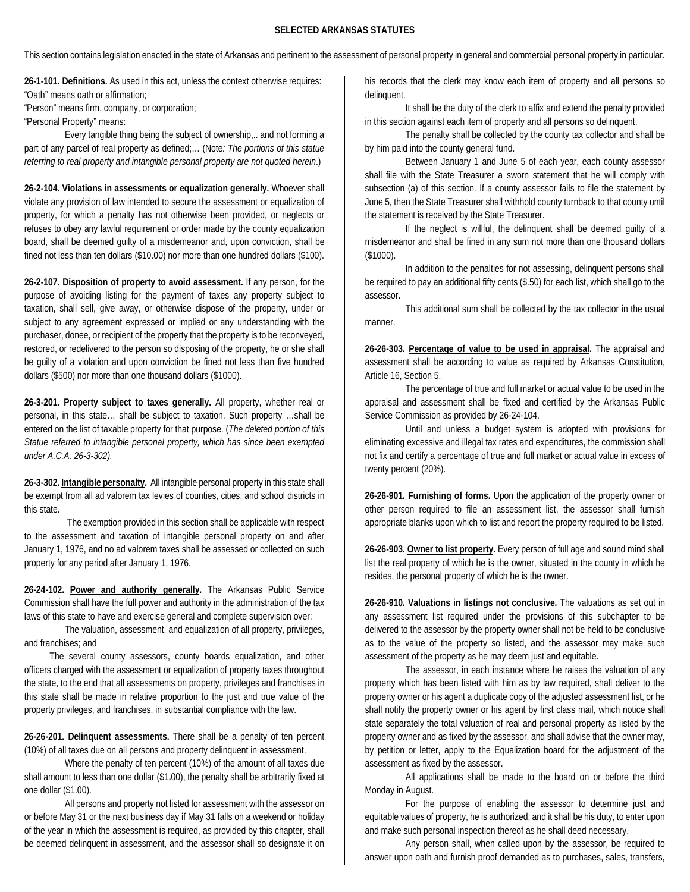**SELECTED ARKANSAS STATUTES**

This section contains legislation enacted in the state of Arkansas and pertinent to the assessment of personal property in general and commercial personal property in particular.

**26-1-101. Definitions.** As used in this act, unless the context otherwise requires:
"Oath" means oath or affirmation;
"Person" means firm, company, or corporation;
"Personal Property" means:

Every tangible thing being the subject of ownership,.. and not forming a part of any parcel of real property as defined;… (Note*: The portions of this statue referring to real property and intangible personal property are not quoted herein*.)

**26-2-104. Violations in assessments or equalization generally.** Whoever shall violate any provision of law intended to secure the assessment or equalization of property, for which a penalty has not otherwise been provided, or neglects or refuses to obey any lawful requirement or order made by the county equalization board, shall be deemed guilty of a misdemeanor and, upon conviction, shall be fined not less than ten dollars ($10.00) nor more than one hundred dollars ($100).

**26-2-107. Disposition of property to avoid assessment.** If any person, for the purpose of avoiding listing for the payment of taxes any property subject to taxation, shall sell, give away, or otherwise dispose of the property, under or subject to any agreement expressed or implied or any understanding with the purchaser, donee, or recipient of the property that the property is to be reconveyed, restored, or redelivered to the person so disposing of the property, he or she shall be guilty of a violation and upon conviction be fined not less than five hundred dollars ($500) nor more than one thousand dollars ($1000).

**26-3-201. Property subject to taxes generally.** All property, whether real or personal, in this state… shall be subject to taxation. Such property …shall be entered on the list of taxable property for that purpose. (*The deleted portion of this Statue referred to intangible personal property, which has since been exempted under A.C.A. 26-3-302).*

**26-3-302. Intangible personalty.** All intangible personal property in this state shall be exempt from all ad valorem tax levies of counties, cities, and school districts in this state.

The exemption provided in this section shall be applicable with respect to the assessment and taxation of intangible personal property on and after January 1, 1976, and no ad valorem taxes shall be assessed or collected on such property for any period after January 1, 1976.

**26-24-102. Power and authority generally.** The Arkansas Public Service Commission shall have the full power and authority in the administration of the tax laws of this state to have and exercise general and complete supervision over:

The valuation, assessment, and equalization of all property, privileges, and franchises; and

The several county assessors, county boards equalization, and other officers charged with the assessment or equalization of property taxes throughout the state, to the end that all assessments on property, privileges and franchises in this state shall be made in relative proportion to the just and true value of the property privileges, and franchises, in substantial compliance with the law.

**26-26-201. Delinquent assessments.** There shall be a penalty of ten percent (10%) of all taxes due on all persons and property delinquent in assessment.

Where the penalty of ten percent (10%) of the amount of all taxes due shall amount to less than one dollar ($1.00), the penalty shall be arbitrarily fixed at one dollar ($1.00).

All persons and property not listed for assessment with the assessor on or before May 31 or the next business day if May 31 falls on a weekend or holiday of the year in which the assessment is required, as provided by this chapter, shall be deemed delinquent in assessment, and the assessor shall so designate it on his records that the clerk may know each item of property and all persons so delinquent.

It shall be the duty of the clerk to affix and extend the penalty provided in this section against each item of property and all persons so delinquent.

The penalty shall be collected by the county tax collector and shall be by him paid into the county general fund.

Between January 1 and June 5 of each year, each county assessor shall file with the State Treasurer a sworn statement that he will comply with subsection (a) of this section. If a county assessor fails to file the statement by June 5, then the State Treasurer shall withhold county turnback to that county until the statement is received by the State Treasurer.

If the neglect is willful, the delinquent shall be deemed guilty of a misdemeanor and shall be fined in any sum not more than one thousand dollars ($1000).

In addition to the penalties for not assessing, delinquent persons shall be required to pay an additional fifty cents ($.50) for each list, which shall go to the assessor.

This additional sum shall be collected by the tax collector in the usual manner.

**26-26-303. Percentage of value to be used in appraisal.** The appraisal and assessment shall be according to value as required by Arkansas Constitution, Article 16, Section 5.

The percentage of true and full market or actual value to be used in the appraisal and assessment shall be fixed and certified by the Arkansas Public Service Commission as provided by 26-24-104.

Until and unless a budget system is adopted with provisions for eliminating excessive and illegal tax rates and expenditures, the commission shall not fix and certify a percentage of true and full market or actual value in excess of twenty percent (20%).

**26-26-901. Furnishing of forms.** Upon the application of the property owner or other person required to file an assessment list, the assessor shall furnish appropriate blanks upon which to list and report the property required to be listed.

**26-26-903. Owner to list property.** Every person of full age and sound mind shall list the real property of which he is the owner, situated in the county in which he resides, the personal property of which he is the owner.

**26-26-910. Valuations in listings not conclusive.** The valuations as set out in any assessment list required under the provisions of this subchapter to be delivered to the assessor by the property owner shall not be held to be conclusive as to the value of the property so listed, and the assessor may make such assessment of the property as he may deem just and equitable.

The assessor, in each instance where he raises the valuation of any property which has been listed with him as by law required, shall deliver to the property owner or his agent a duplicate copy of the adjusted assessment list, or he shall notify the property owner or his agent by first class mail, which notice shall state separately the total valuation of real and personal property as listed by the property owner and as fixed by the assessor, and shall advise that the owner may, by petition or letter, apply to the Equalization board for the adjustment of the assessment as fixed by the assessor.

All applications shall be made to the board on or before the third Monday in August.

For the purpose of enabling the assessor to determine just and equitable values of property, he is authorized, and it shall be his duty, to enter upon and make such personal inspection thereof as he shall deed necessary.

Any person shall, when called upon by the assessor, be required to answer upon oath and furnish proof demanded as to purchases, sales, transfers,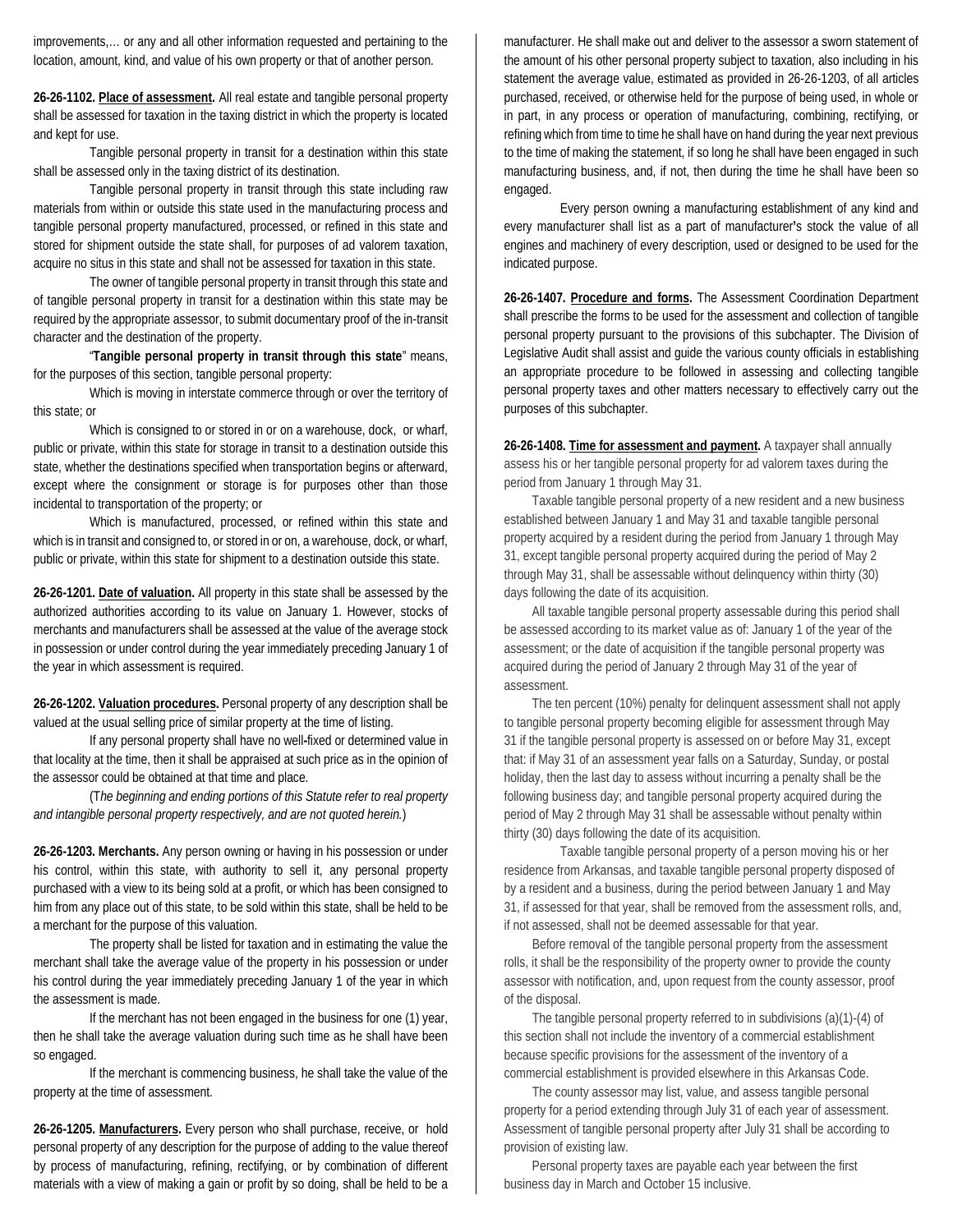improvements,… or any and all other information requested and pertaining to the location, amount, kind, and value of his own property or that of another person.

**26-26-1102. Place of assessment.** All real estate and tangible personal property shall be assessed for taxation in the taxing district in which the property is located and kept for use.

Tangible personal property in transit for a destination within this state shall be assessed only in the taxing district of its destination.

Tangible personal property in transit through this state including raw materials from within or outside this state used in the manufacturing process and tangible personal property manufactured, processed, or refined in this state and stored for shipment outside the state shall, for purposes of ad valorem taxation, acquire no situs in this state and shall not be assessed for taxation in this state.

The owner of tangible personal property in transit through this state and of tangible personal property in transit for a destination within this state may be required by the appropriate assessor, to submit documentary proof of the in-transit character and the destination of the property.

"**Tangible personal property in transit through this state**" means, for the purposes of this section, tangible personal property:

Which is moving in interstate commerce through or over the territory of this state; or

Which is consigned to or stored in or on a warehouse, dock, or wharf, public or private, within this state for storage in transit to a destination outside this state, whether the destinations specified when transportation begins or afterward, except where the consignment or storage is for purposes other than those incidental to transportation of the property; or

Which is manufactured, processed, or refined within this state and which is in transit and consigned to, or stored in or on, a warehouse, dock, or wharf, public or private, within this state for shipment to a destination outside this state.

**26-26-1201. Date of valuation.** All property in this state shall be assessed by the authorized authorities according to its value on January 1. However, stocks of merchants and manufacturers shall be assessed at the value of the average stock in possession or under control during the year immediately preceding January 1 of the year in which assessment is required.

**26-26-1202. Valuation procedures.** Personal property of any description shall be valued at the usual selling price of similar property at the time of listing.

If any personal property shall have no well-fixed or determined value in that locality at the time, then it shall be appraised at such price as in the opinion of the assessor could be obtained at that time and place.

(*The beginning and ending portions of this Statute refer to real property and intangible personal property respectively, and are not quoted herein.*)

**26-26-1203. Merchants.** Any person owning or having in his possession or under his control, within this state, with authority to sell it, any personal property purchased with a view to its being sold at a profit, or which has been consigned to him from any place out of this state, to be sold within this state, shall be held to be a merchant for the purpose of this valuation.

The property shall be listed for taxation and in estimating the value the merchant shall take the average value of the property in his possession or under his control during the year immediately preceding January 1 of the year in which the assessment is made.

If the merchant has not been engaged in the business for one (1) year, then he shall take the average valuation during such time as he shall have been so engaged.

If the merchant is commencing business, he shall take the value of the property at the time of assessment.

**26-26-1205. Manufacturers.** Every person who shall purchase, receive, or hold personal property of any description for the purpose of adding to the value thereof by process of manufacturing, refining, rectifying, or by combination of different materials with a view of making a gain or profit by so doing, shall be held to be a manufacturer. He shall make out and deliver to the assessor a sworn statement of the amount of his other personal property subject to taxation, also including in his statement the average value, estimated as provided in 26-26-1203, of all articles purchased, received, or otherwise held for the purpose of being used, in whole or in part, in any process or operation of manufacturing, combining, rectifying, or refining which from time to time he shall have on hand during the year next previous to the time of making the statement, if so long he shall have been engaged in such manufacturing business, and, if not, then during the time he shall have been so engaged.

Every person owning a manufacturing establishment of any kind and every manufacturer shall list as a part of manufacturer's stock the value of all engines and machinery of every description, used or designed to be used for the indicated purpose.

**26-26-1407. Procedure and forms.** The Assessment Coordination Department shall prescribe the forms to be used for the assessment and collection of tangible personal property pursuant to the provisions of this subchapter. The Division of Legislative Audit shall assist and guide the various county officials in establishing an appropriate procedure to be followed in assessing and collecting tangible personal property taxes and other matters necessary to effectively carry out the purposes of this subchapter.

**26-26-1408. Time for assessment and payment.** A taxpayer shall annually assess his or her tangible personal property for ad valorem taxes during the period from January 1 through May 31.

Taxable tangible personal property of a new resident and a new business established between January 1 and May 31 and taxable tangible personal property acquired by a resident during the period from January 1 through May 31, except tangible personal property acquired during the period of May 2 through May 31, shall be assessable without delinquency within thirty (30) days following the date of its acquisition.

All taxable tangible personal property assessable during this period shall be assessed according to its market value as of: January 1 of the year of the assessment; or the date of acquisition if the tangible personal property was acquired during the period of January 2 through May 31 of the year of assessment.

The ten percent (10%) penalty for delinquent assessment shall not apply to tangible personal property becoming eligible for assessment through May 31 if the tangible personal property is assessed on or before May 31, except that: if May 31 of an assessment year falls on a Saturday, Sunday, or postal holiday, then the last day to assess without incurring a penalty shall be the following business day; and tangible personal property acquired during the period of May 2 through May 31 shall be assessable without penalty within thirty (30) days following the date of its acquisition.

Taxable tangible personal property of a person moving his or her residence from Arkansas, and taxable tangible personal property disposed of by a resident and a business, during the period between January 1 and May 31, if assessed for that year, shall be removed from the assessment rolls, and, if not assessed, shall not be deemed assessable for that year.

Before removal of the tangible personal property from the assessment rolls, it shall be the responsibility of the property owner to provide the county assessor with notification, and, upon request from the county assessor, proof of the disposal.

The tangible personal property referred to in subdivisions (a)(1)-(4) of this section shall not include the inventory of a commercial establishment because specific provisions for the assessment of the inventory of a commercial establishment is provided elsewhere in this Arkansas Code.

The county assessor may list, value, and assess tangible personal property for a period extending through July 31 of each year of assessment. Assessment of tangible personal property after July 31 shall be according to provision of existing law.

Personal property taxes are payable each year between the first business day in March and October 15 inclusive.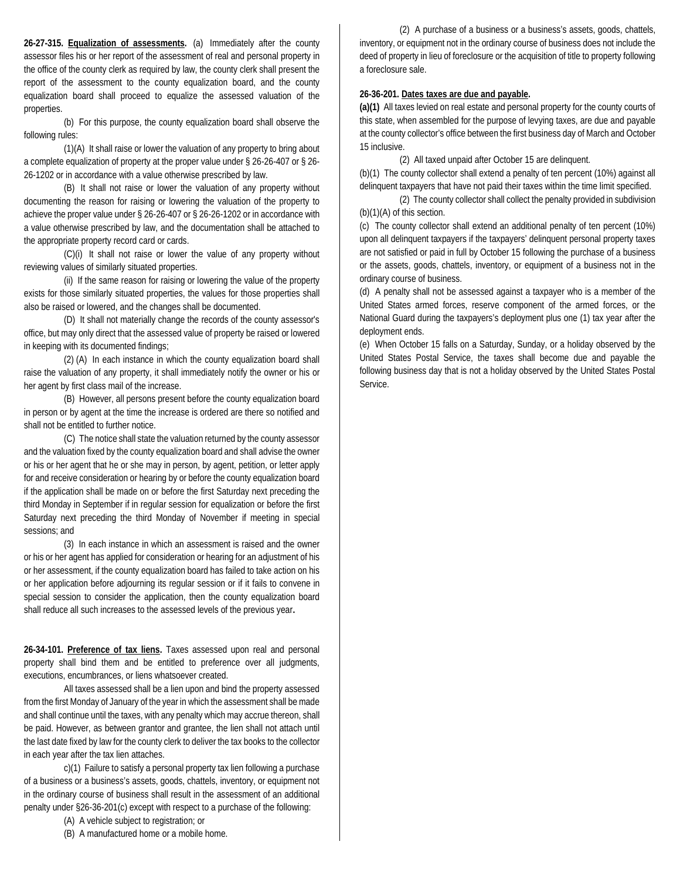**26-27-315. Equalization of assessments.** (a) Immediately after the county assessor files his or her report of the assessment of real and personal property in the office of the county clerk as required by law, the county clerk shall present the report of the assessment to the county equalization board, and the county equalization board shall proceed to equalize the assessed valuation of the properties.

(b) For this purpose, the county equalization board shall observe the following rules:

(1)(A) It shall raise or lower the valuation of any property to bring about a complete equalization of property at the proper value under § 26-26-407 or § 26-26-1202 or in accordance with a value otherwise prescribed by law.

(B) It shall not raise or lower the valuation of any property without documenting the reason for raising or lowering the valuation of the property to achieve the proper value under § 26-26-407 or § 26-26-1202 or in accordance with a value otherwise prescribed by law, and the documentation shall be attached to the appropriate property record card or cards.

(C)(i) It shall not raise or lower the value of any property without reviewing values of similarly situated properties.

(ii) If the same reason for raising or lowering the value of the property exists for those similarly situated properties, the values for those properties shall also be raised or lowered, and the changes shall be documented.

(D) It shall not materially change the records of the county assessor's office, but may only direct that the assessed value of property be raised or lowered in keeping with its documented findings;

(2) (A) In each instance in which the county equalization board shall raise the valuation of any property, it shall immediately notify the owner or his or her agent by first class mail of the increase.

(B) However, all persons present before the county equalization board in person or by agent at the time the increase is ordered are there so notified and shall not be entitled to further notice.

(C) The notice shall state the valuation returned by the county assessor and the valuation fixed by the county equalization board and shall advise the owner or his or her agent that he or she may in person, by agent, petition, or letter apply for and receive consideration or hearing by or before the county equalization board if the application shall be made on or before the first Saturday next preceding the third Monday in September if in regular session for equalization or before the first Saturday next preceding the third Monday of November if meeting in special sessions; and

(3) In each instance in which an assessment is raised and the owner or his or her agent has applied for consideration or hearing for an adjustment of his or her assessment, if the county equalization board has failed to take action on his or her application before adjourning its regular session or if it fails to convene in special session to consider the application, then the county equalization board shall reduce all such increases to the assessed levels of the previous year**.**

**26-34-101. Preference of tax liens.** Taxes assessed upon real and personal property shall bind them and be entitled to preference over all judgments, executions, encumbrances, or liens whatsoever created.

All taxes assessed shall be a lien upon and bind the property assessed from the first Monday of January of the year in which the assessment shall be made and shall continue until the taxes, with any penalty which may accrue thereon, shall be paid. However, as between grantor and grantee, the lien shall not attach until the last date fixed by law for the county clerk to deliver the tax books to the collector in each year after the tax lien attaches.

c)(1) Failure to satisfy a personal property tax lien following a purchase of a business or a business's assets, goods, chattels, inventory, or equipment not in the ordinary course of business shall result in the assessment of an additional penalty under §26-36-201(c) except with respect to a purchase of the following:

(A) A vehicle subject to registration; or

(B) A manufactured home or a mobile home.

(2) A purchase of a business or a business's assets, goods, chattels, inventory, or equipment not in the ordinary course of business does not include the deed of property in lieu of foreclosure or the acquisition of title to property following a foreclosure sale.

**26-36-201. Dates taxes are due and payable.**

**(a)(1)** All taxes levied on real estate and personal property for the county courts of this state, when assembled for the purpose of levying taxes, are due and payable at the county collector's office between the first business day of March and October 15 inclusive.

(2) All taxed unpaid after October 15 are delinquent.

(b)(1) The county collector shall extend a penalty of ten percent (10%) against all delinquent taxpayers that have not paid their taxes within the time limit specified.

(2) The county collector shall collect the penalty provided in subdivision (b)(1)(A) of this section.

(c) The county collector shall extend an additional penalty of ten percent (10%) upon all delinquent taxpayers if the taxpayers' delinquent personal property taxes are not satisfied or paid in full by October 15 following the purchase of a business or the assets, goods, chattels, inventory, or equipment of a business not in the ordinary course of business.

(d) A penalty shall not be assessed against a taxpayer who is a member of the United States armed forces, reserve component of the armed forces, or the National Guard during the taxpayers's deployment plus one (1) tax year after the deployment ends.

(e) When October 15 falls on a Saturday, Sunday, or a holiday observed by the United States Postal Service, the taxes shall become due and payable the following business day that is not a holiday observed by the United States Postal Service.